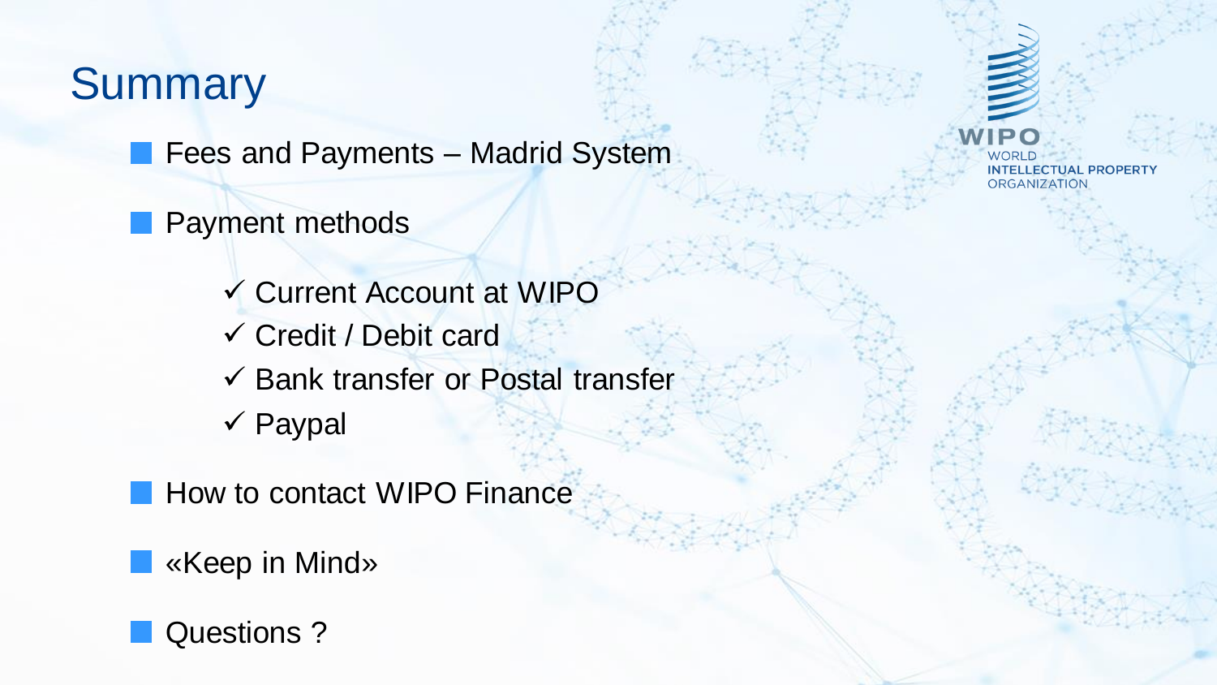# Summary

- Fees and Payments – Madrid System
- Payment methods
  - ✓ Current Account at WIPO
  - ✓ Credit / Debit card
  - ✓ Bank transfer or Postal transfer
  - ✓ Paypal
- How to contact WIPO Finance
- «Keep in Mind»
- Questions ?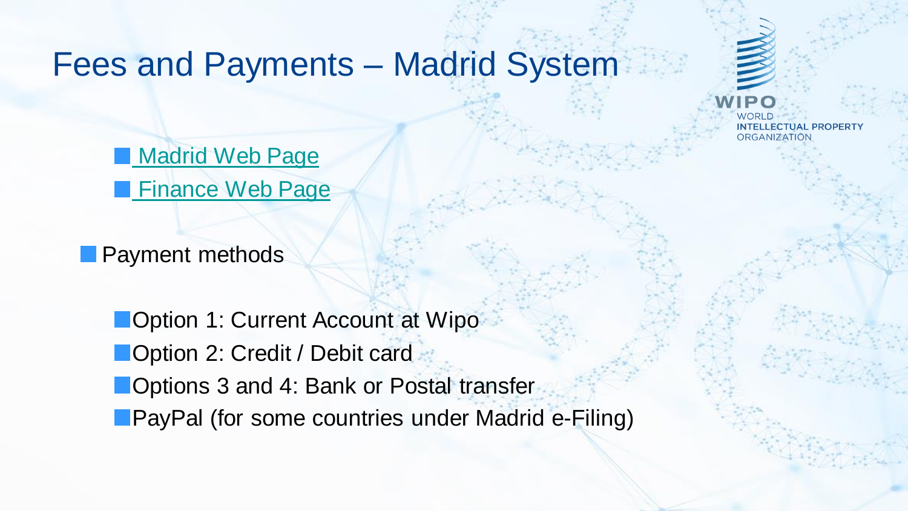# Fees and Payments – Madrid System

- Madrid Web Page
- Finance Web Page

- Payment methods

  - Option 1: Current Account at Wipo
  - Option 2: Credit / Debit card
  - Options 3 and 4: Bank or Postal transfer
  - PayPal (for some countries under Madrid e-Filing)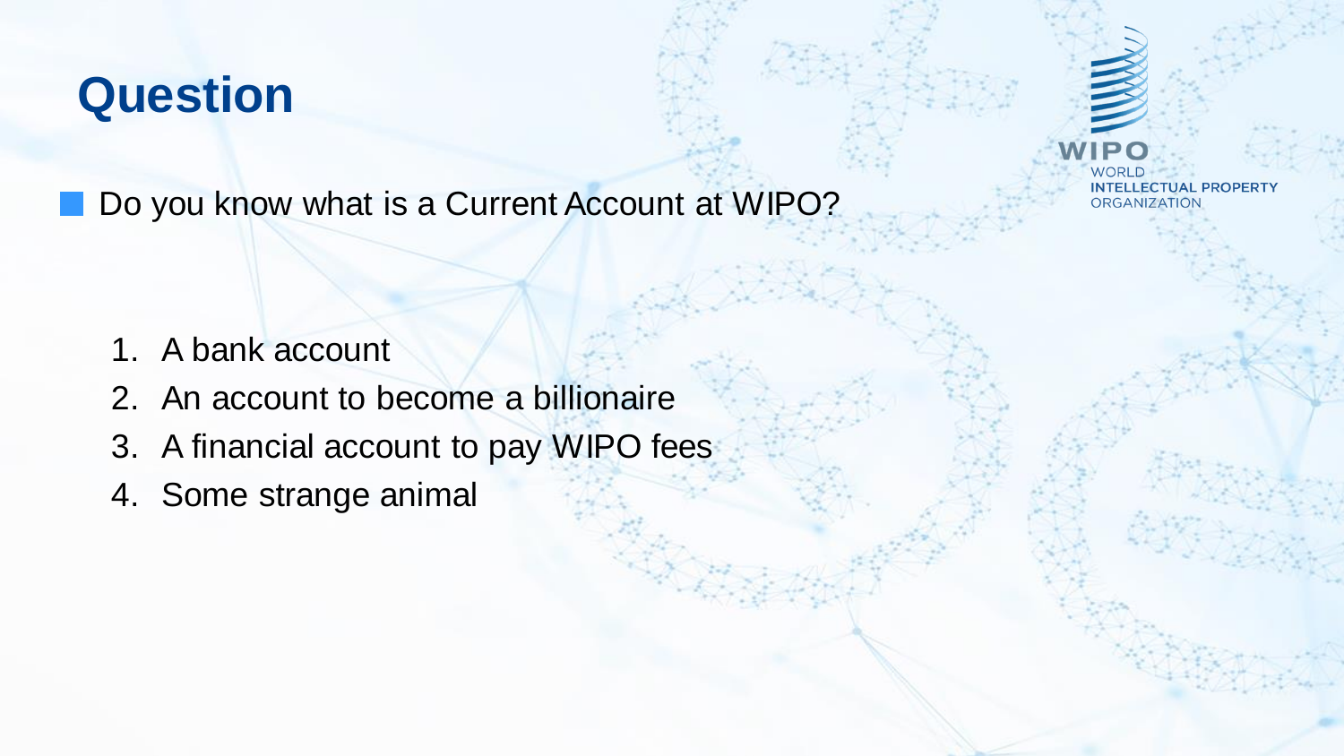# Question

- Do you know what is a Current Account at WIPO?

1. A bank account
2. An account to become a billionaire
3. A financial account to pay WIPO fees
4. Some strange animal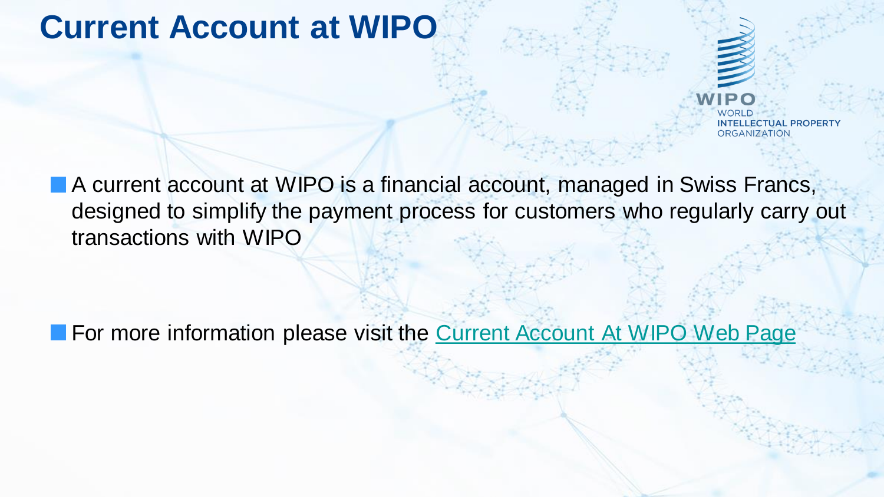# Current Account at WIPO

- A current account at WIPO is a financial account, managed in Swiss Francs, designed to simplify the payment process for customers who regularly carry out transactions with WIPO

- For more information please visit the Current Account At WIPO Web Page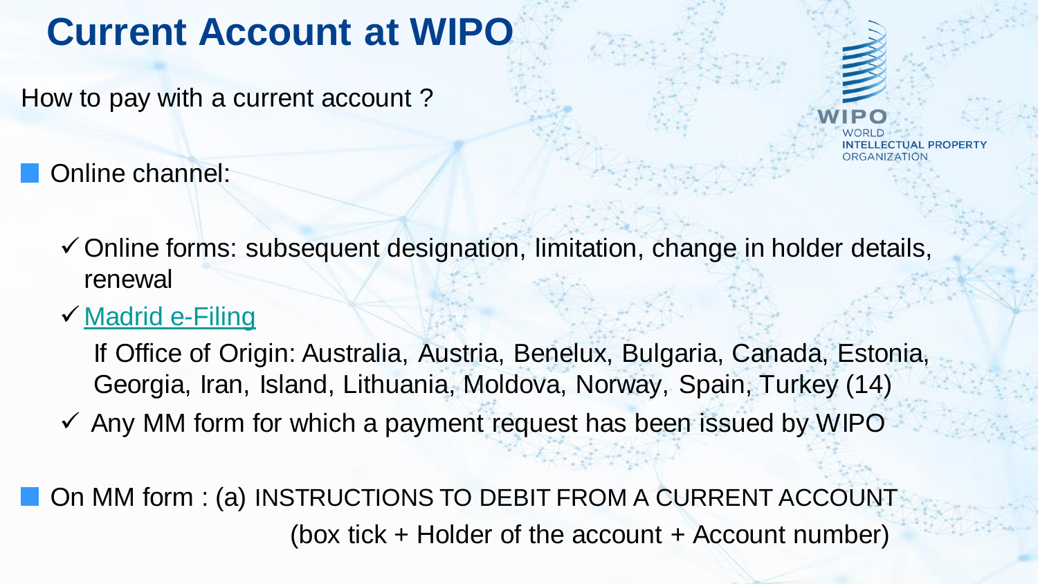# Current Account at WIPO

How to pay with a current account ?

- Online channel:
  - ✓ Online forms: subsequent designation, limitation, change in holder details, renewal
  - ✓ Madrid e-Filing

    If Office of Origin: Australia, Austria, Benelux, Bulgaria, Canada, Estonia, Georgia, Iran, Island, Lithuania, Moldova, Norway, Spain, Turkey (14)
  - ✓ Any MM form for which a payment request has been issued by WIPO

- On MM form : (a) INSTRUCTIONS TO DEBIT FROM A CURRENT ACCOUNT (box tick + Holder of the account + Account number)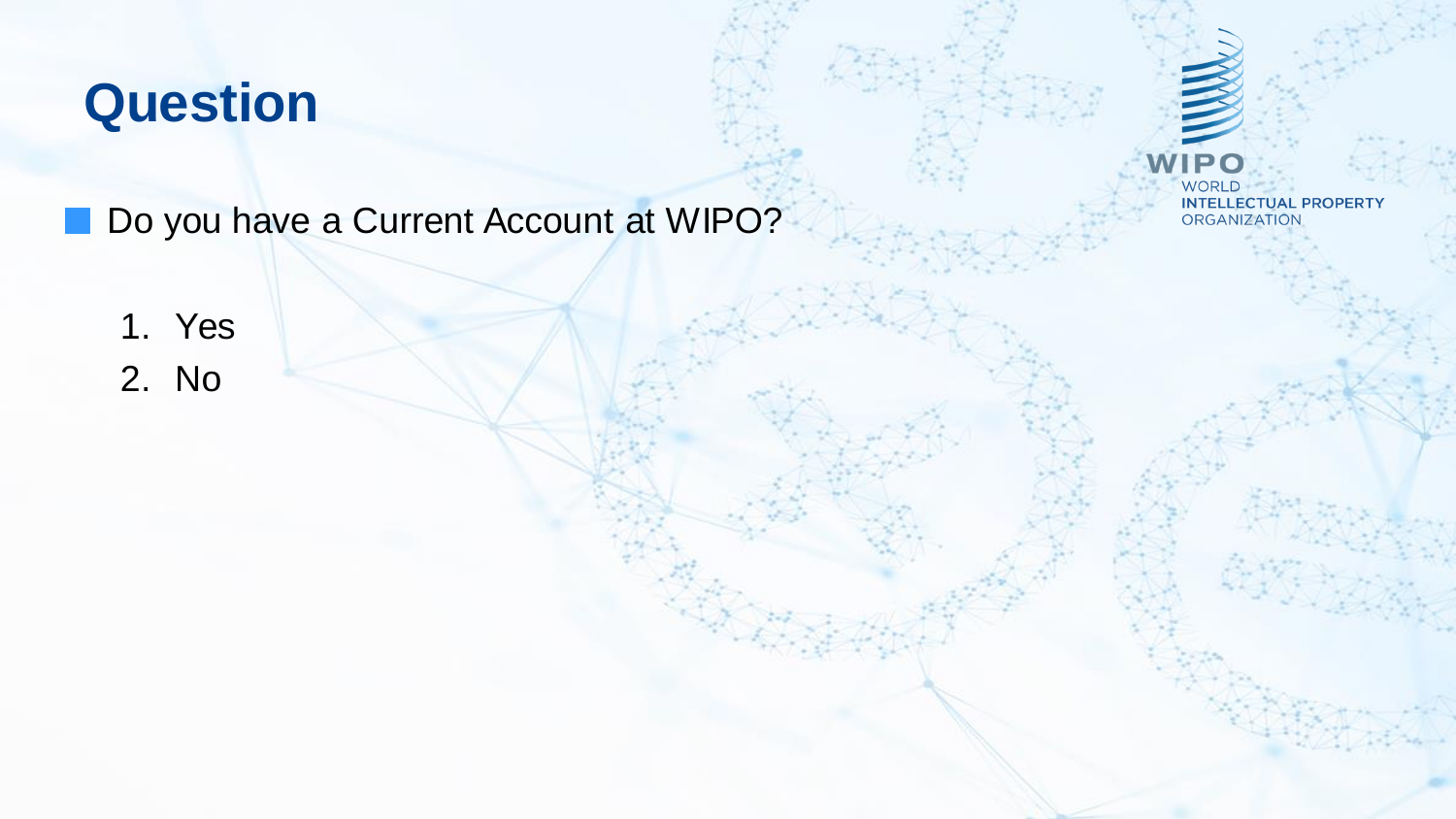# Question

- Do you have a Current Account at WIPO?

1. Yes
2. No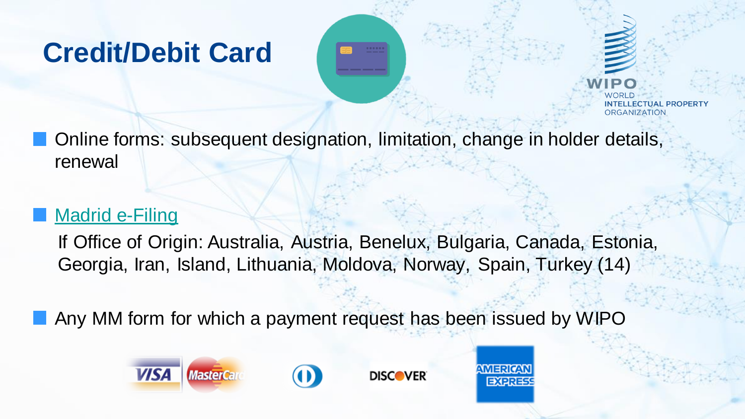# Credit/Debit Card

- Online forms: subsequent designation, limitation, change in holder details, renewal

- Madrid e-Filing

  If Office of Origin: Australia, Austria, Benelux, Bulgaria, Canada, Estonia, Georgia, Iran, Island, Lithuania, Moldova, Norway, Spain, Turkey (14)

- Any MM form for which a payment request has been issued by WIPO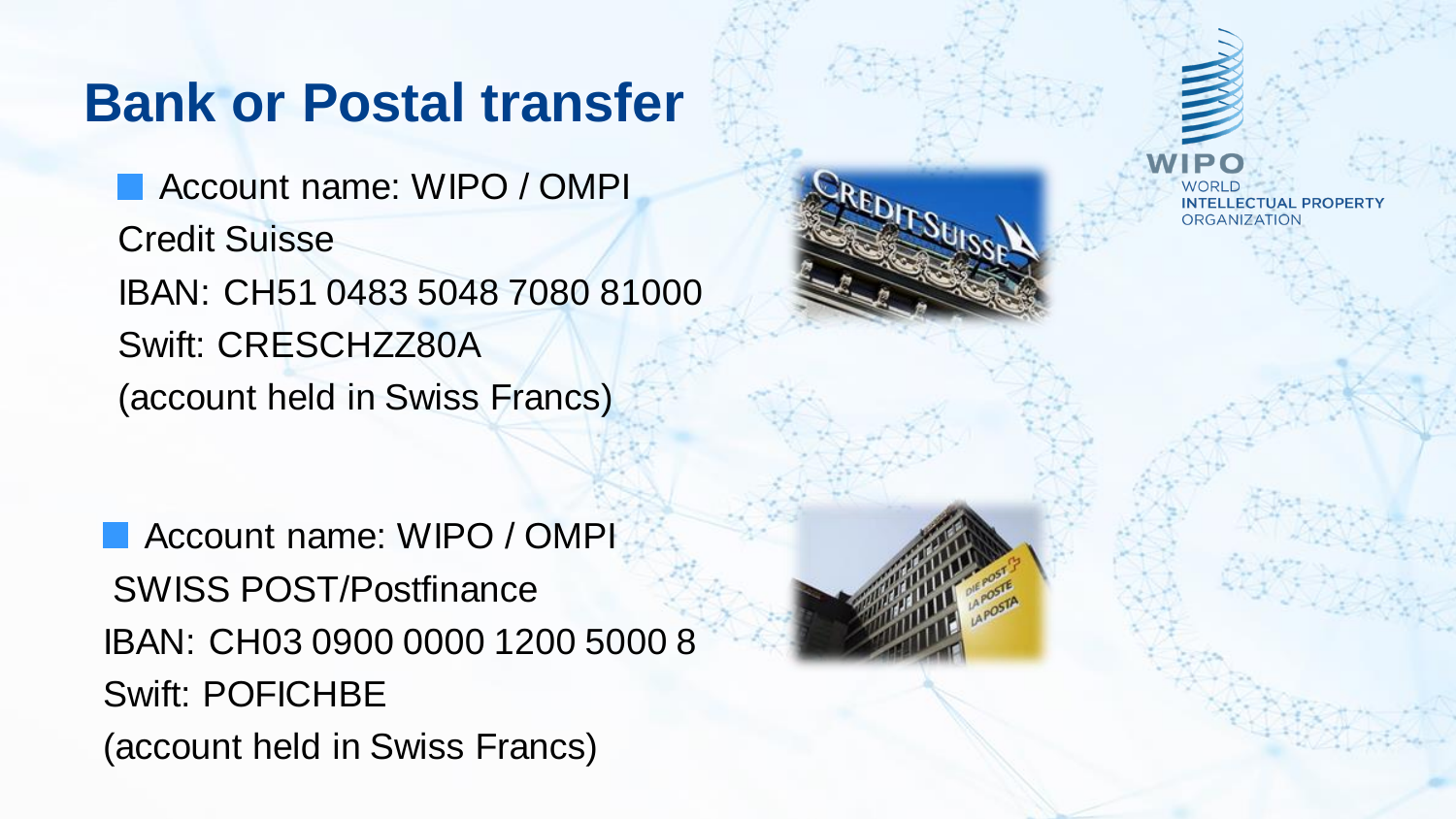# Bank or Postal transfer

- Account name: WIPO / OMPI
  Credit Suisse
  IBAN: CH51 0483 5048 7080 81000
  Swift: CRESCHZZ80A
  (account held in Swiss Francs)

- Account name: WIPO / OMPI
  SWISS POST/Postfinance
  IBAN: CH03 0900 0000 1200 5000 8
  Swift: POFICHBE
  (account held in Swiss Francs)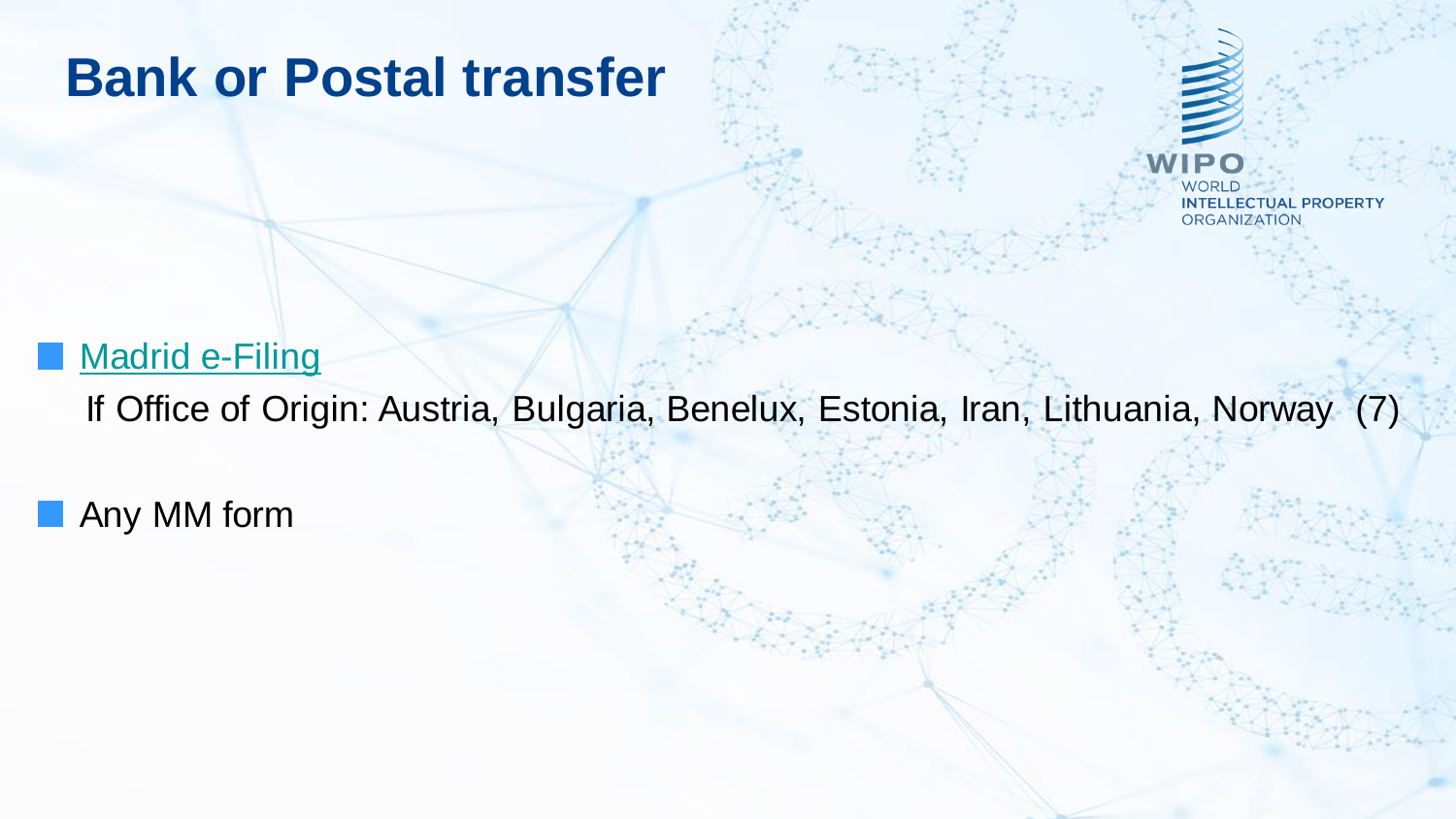# Bank or Postal transfer

- Madrid e-Filing

  If Office of Origin: Austria, Bulgaria, Benelux, Estonia, Iran, Lithuania, Norway (7)

- Any MM form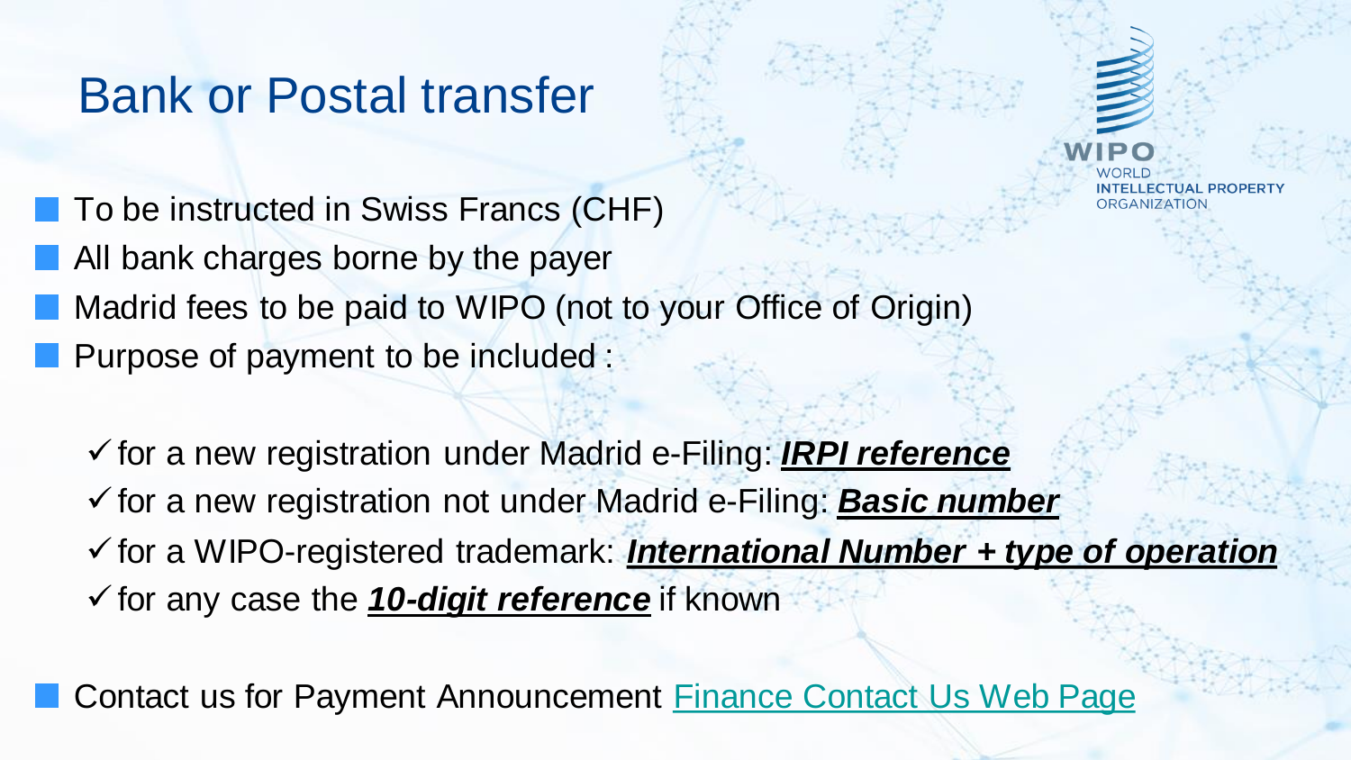# Bank or Postal transfer

- To be instructed in Swiss Francs (CHF)
- All bank charges borne by the payer
- Madrid fees to be paid to WIPO (not to your Office of Origin)
- Purpose of payment to be included :
  - ✓ for a new registration under Madrid e-Filing: ***IRPI reference***
  - ✓ for a new registration not under Madrid e-Filing: ***Basic number***
  - ✓ for a WIPO-registered trademark: ***International Number + type of operation***
  - ✓ for any case the ***10-digit reference*** if known
- Contact us for Payment Announcement Finance Contact Us Web Page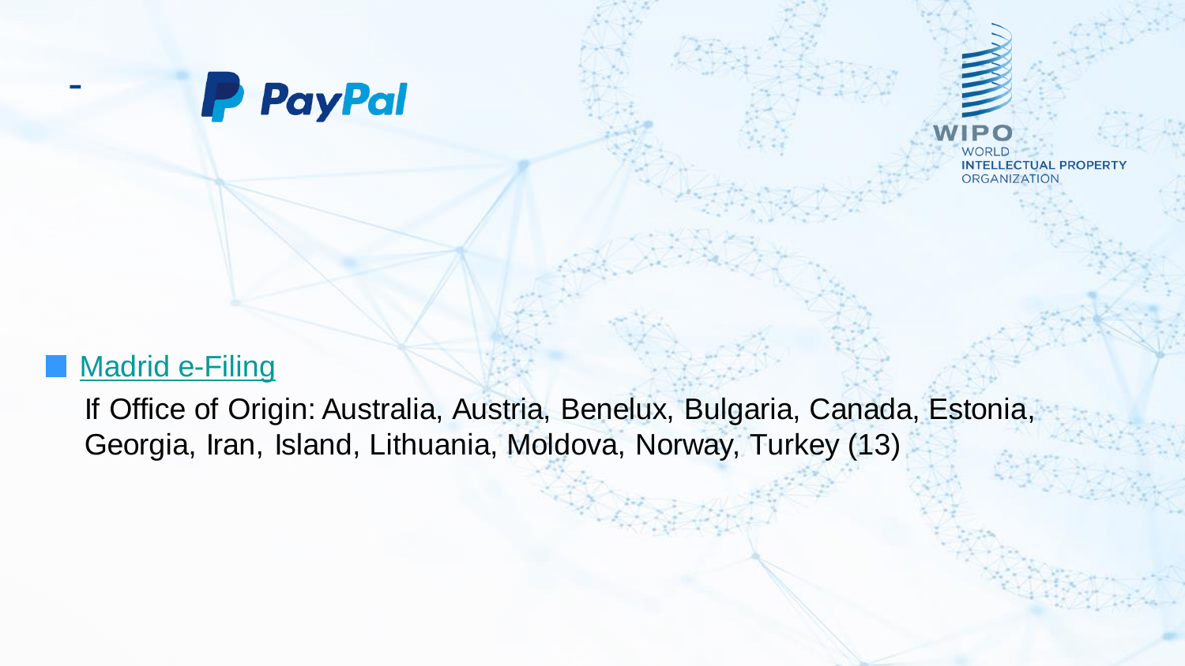- Madrid e-Filing

  If Office of Origin: Australia, Austria, Benelux, Bulgaria, Canada, Estonia, Georgia, Iran, Island, Lithuania, Moldova, Norway, Turkey (13)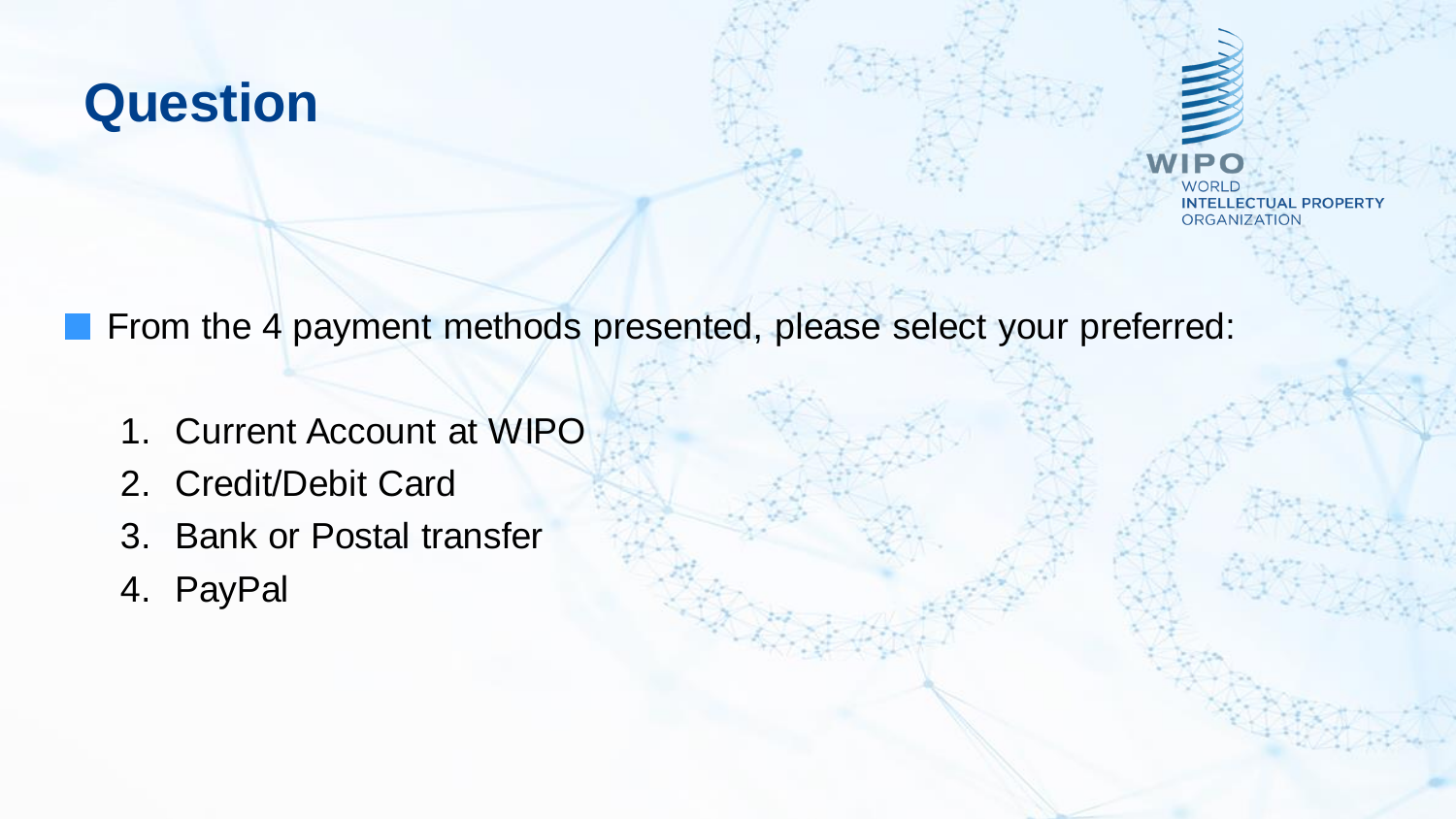# Question

- From the 4 payment methods presented, please select your preferred:

1. Current Account at WIPO
2. Credit/Debit Card
3. Bank or Postal transfer
4. PayPal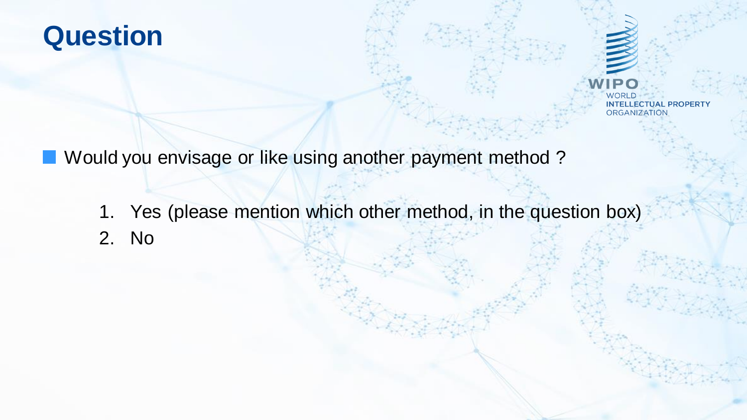# Question

- Would you envisage or like using another payment method ?

    1. Yes (please mention which other method, in the question box)
    2. No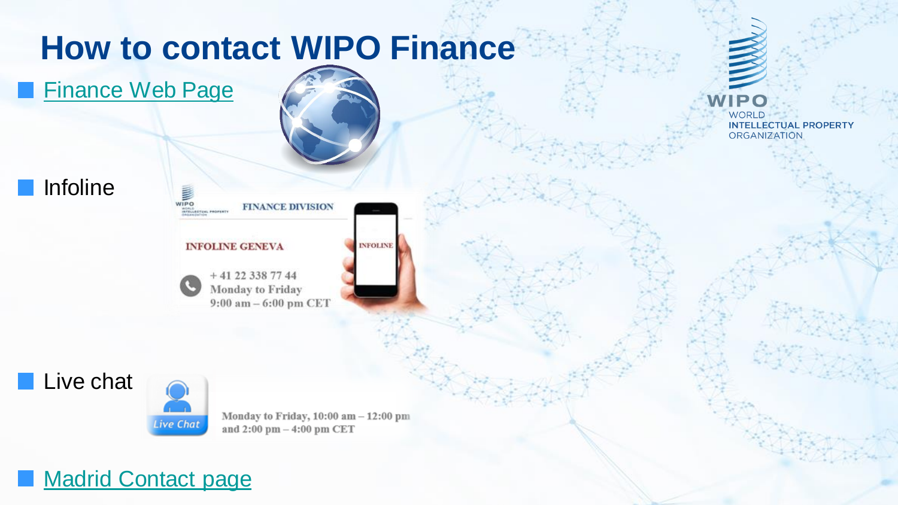# How to contact WIPO Finance

- Finance Web Page
- Infoline

  FINANCE DIVISION

  INFOLINE GENEVA

  + 41 22 338 77 44
  Monday to Friday
  9:00 am – 6:00 pm CET

- Live chat

  Monday to Friday, 10:00 am – 12:00 pm and 2:00 pm – 4:00 pm CET

- Madrid Contact page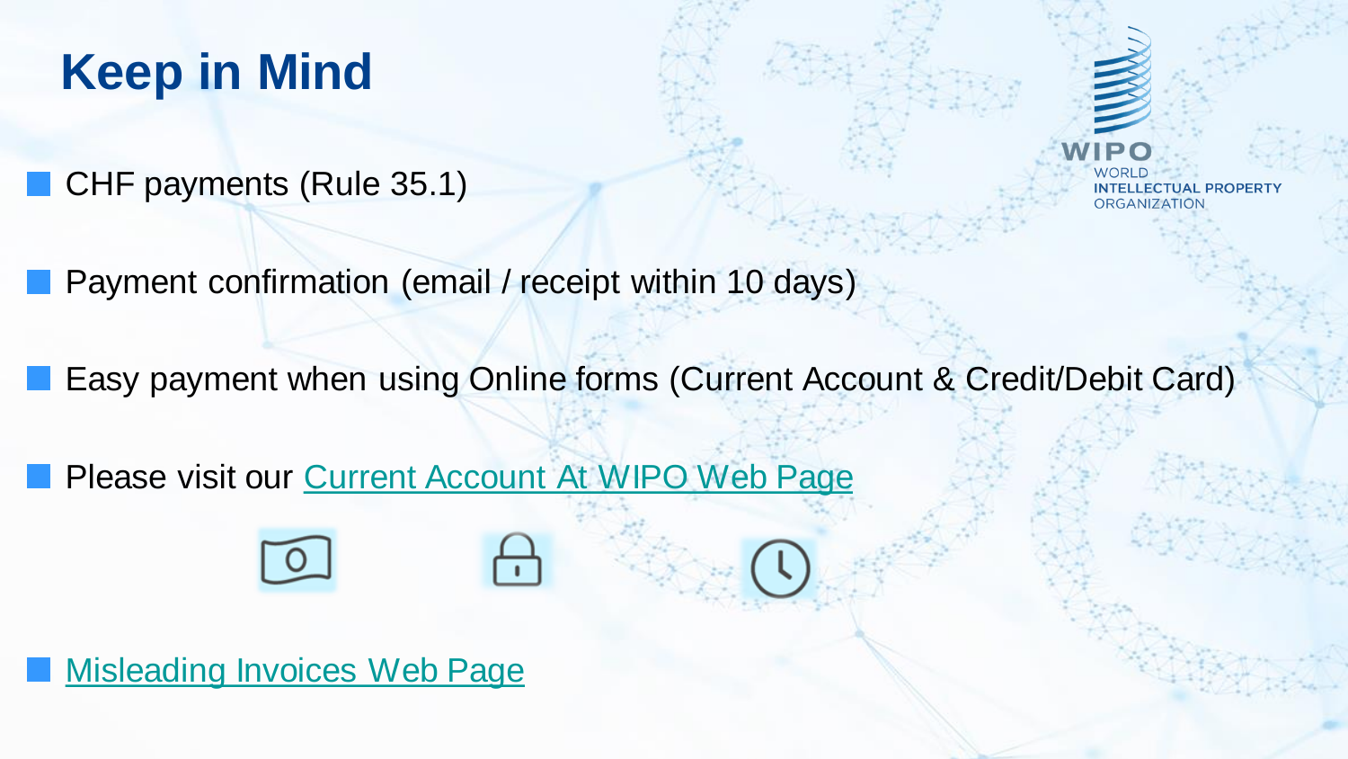# Keep in Mind

- CHF payments (Rule 35.1)
- Payment confirmation (email / receipt within 10 days)
- Easy payment when using Online forms (Current Account & Credit/Debit Card)
- Please visit our Current Account At WIPO Web Page
- Misleading Invoices Web Page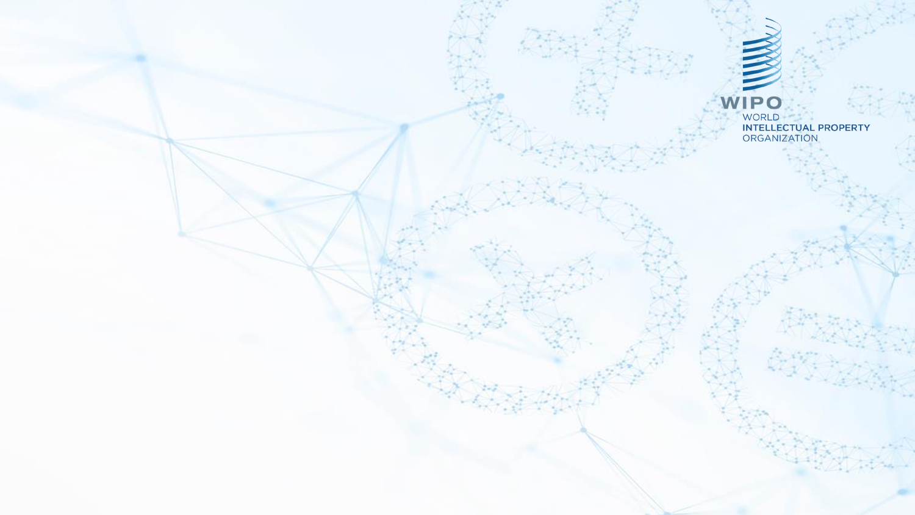WIPO

WORLD
INTELLECTUAL PROPERTY
ORGANIZATION